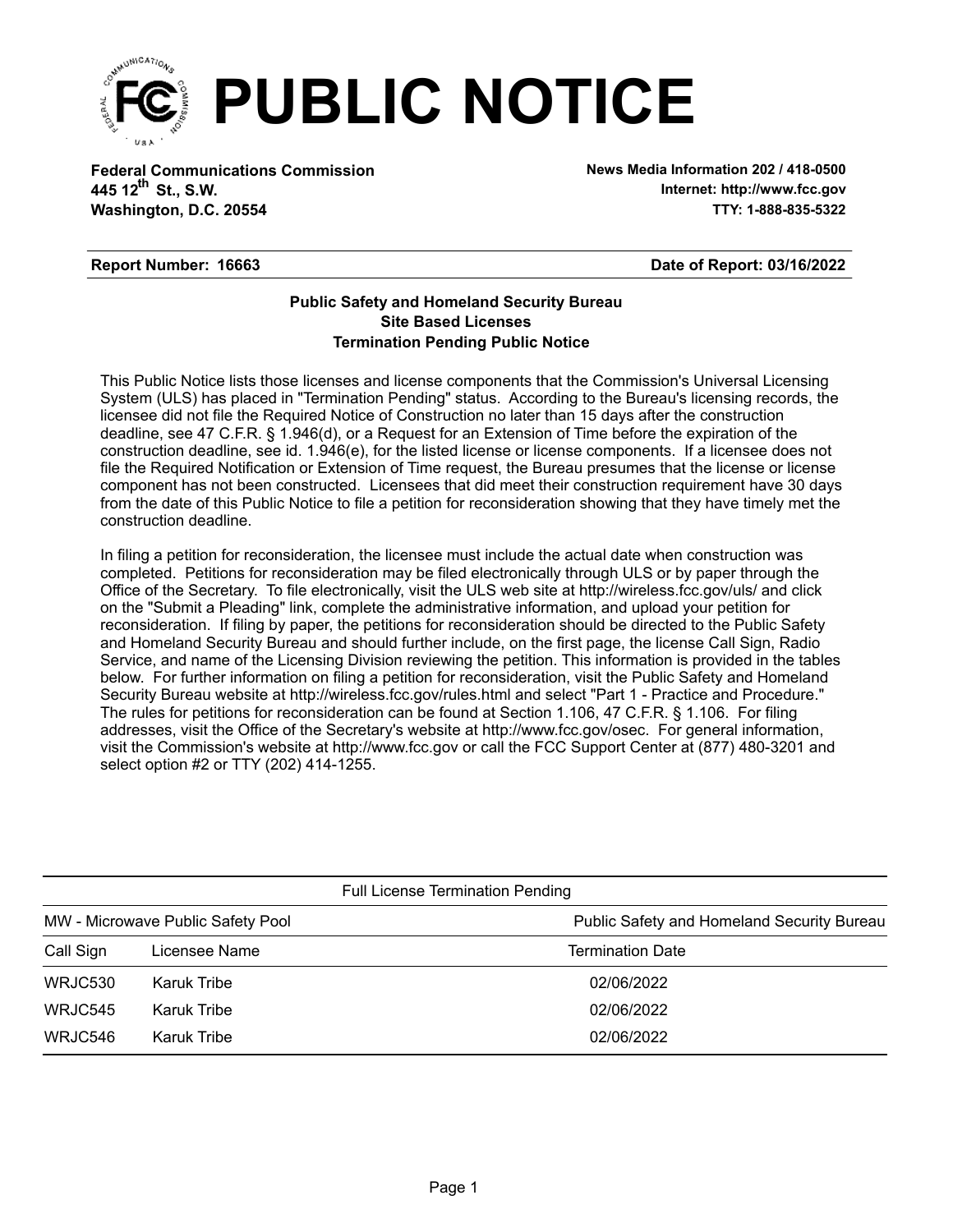# PUBLIC NOTICE

**Federal Communications Commission**
**445 12th St., S.W.**
**Washington, D.C. 20554**

**News Media Information 202 / 418-0500**
**Internet: http://www.fcc.gov**
**TTY: 1-888-835-5322**

**Report Number: 16663** **Date of Report: 03/16/2022**

### Public Safety and Homeland Security Bureau
### Site Based Licenses
### Termination Pending Public Notice

This Public Notice lists those licenses and license components that the Commission's Universal Licensing System (ULS) has placed in "Termination Pending" status. According to the Bureau's licensing records, the licensee did not file the Required Notice of Construction no later than 15 days after the construction deadline, see 47 C.F.R. § 1.946(d), or a Request for an Extension of Time before the expiration of the construction deadline, see id. 1.946(e), for the listed license or license components. If a licensee does not file the Required Notification or Extension of Time request, the Bureau presumes that the license or license component has not been constructed. Licensees that did meet their construction requirement have 30 days from the date of this Public Notice to file a petition for reconsideration showing that they have timely met the construction deadline.

In filing a petition for reconsideration, the licensee must include the actual date when construction was completed. Petitions for reconsideration may be filed electronically through ULS or by paper through the Office of the Secretary. To file electronically, visit the ULS web site at http://wireless.fcc.gov/uls/ and click on the "Submit a Pleading" link, complete the administrative information, and upload your petition for reconsideration. If filing by paper, the petitions for reconsideration should be directed to the Public Safety and Homeland Security Bureau and should further include, on the first page, the license Call Sign, Radio Service, and name of the Licensing Division reviewing the petition. This information is provided in the tables below. For further information on filing a petition for reconsideration, visit the Public Safety and Homeland Security Bureau website at http://wireless.fcc.gov/rules.html and select "Part 1 - Practice and Procedure." The rules for petitions for reconsideration can be found at Section 1.106, 47 C.F.R. § 1.106. For filing addresses, visit the Office of the Secretary's website at http://www.fcc.gov/osec. For general information, visit the Commission's website at http://www.fcc.gov or call the FCC Support Center at (877) 480-3201 and select option #2 or TTY (202) 414-1255.

| Full License Termination Pending | | |
|---|---|---|
| MW - Microwave Public Safety Pool | | Public Safety and Homeland Security Bureau |
| Call Sign | Licensee Name | Termination Date |
| WRJC530 | Karuk Tribe | 02/06/2022 |
| WRJC545 | Karuk Tribe | 02/06/2022 |
| WRJC546 | Karuk Tribe | 02/06/2022 |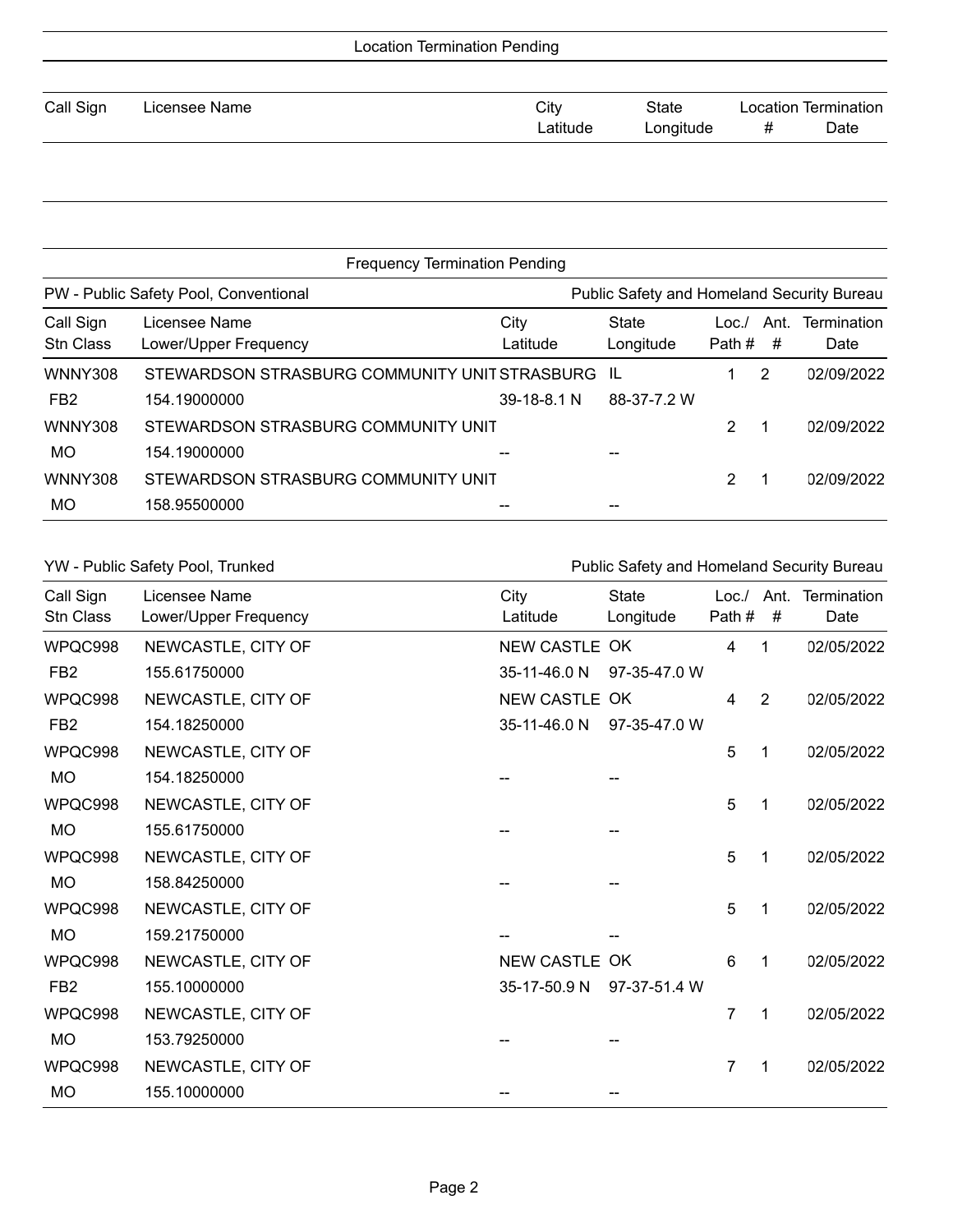## Location Termination Pending

| Call Sign | Licensee Name | City<br>Latitude | State<br>Longitude | Location<br># | Termination<br>Date |
|---|---|---|---|---|---|

## Frequency Termination Pending

**PW - Public Safety Pool, Conventional** — Public Safety and Homeland Security Bureau

| Call Sign<br>Stn Class | Licensee Name<br>Lower/Upper Frequency | City<br>Latitude | State<br>Longitude | Loc./<br>Path # | Ant.<br># | Termination<br>Date |
|---|---|---|---|---|---|---|
| WNNY308<br>FB2 | STEWARDSON STRASBURG COMMUNITY UNIT<br>154.19000000 | STRASBURG<br>39-18-8.1 N | IL<br>88-37-7.2 W | 1 | 2 | 02/09/2022 |
| WNNY308<br>MO | STEWARDSON STRASBURG COMMUNITY UNIT<br>154.19000000 | --| -- | 2 | 1 | 02/09/2022 |
| WNNY308<br>MO | STEWARDSON STRASBURG COMMUNITY UNIT<br>158.95500000 | -- | -- | 2 | 1 | 02/09/2022 |

**YW - Public Safety Pool, Trunked** — Public Safety and Homeland Security Bureau

| Call Sign<br>Stn Class | Licensee Name<br>Lower/Upper Frequency | City<br>Latitude | State<br>Longitude | Loc./<br>Path # | Ant.<br># | Termination<br>Date |
|---|---|---|---|---|---|---|
| WPQC998<br>FB2 | NEWCASTLE, CITY OF<br>155.61750000 | NEW CASTLE<br>35-11-46.0 N | OK<br>97-35-47.0 W | 4 | 1 | 02/05/2022 |
| WPQC998<br>FB2 | NEWCASTLE, CITY OF<br>154.18250000 | NEW CASTLE<br>35-11-46.0 N | OK<br>97-35-47.0 W | 4 | 2 | 02/05/2022 |
| WPQC998<br>MO | NEWCASTLE, CITY OF<br>154.18250000 | -- | -- | 5 | 1 | 02/05/2022 |
| WPQC998<br>MO | NEWCASTLE, CITY OF<br>155.61750000 | -- | -- | 5 | 1 | 02/05/2022 |
| WPQC998<br>MO | NEWCASTLE, CITY OF<br>158.84250000 | -- | -- | 5 | 1 | 02/05/2022 |
| WPQC998<br>MO | NEWCASTLE, CITY OF<br>159.21750000 | -- | -- | 5 | 1 | 02/05/2022 |
| WPQC998<br>FB2 | NEWCASTLE, CITY OF<br>155.10000000 | NEW CASTLE<br>35-17-50.9 N | OK<br>97-37-51.4 W | 6 | 1 | 02/05/2022 |
| WPQC998<br>MO | NEWCASTLE, CITY OF<br>153.79250000 | -- | -- | 7 | 1 | 02/05/2022 |
| WPQC998<br>MO | NEWCASTLE, CITY OF<br>155.10000000 | -- | -- | 7 | 1 | 02/05/2022 |